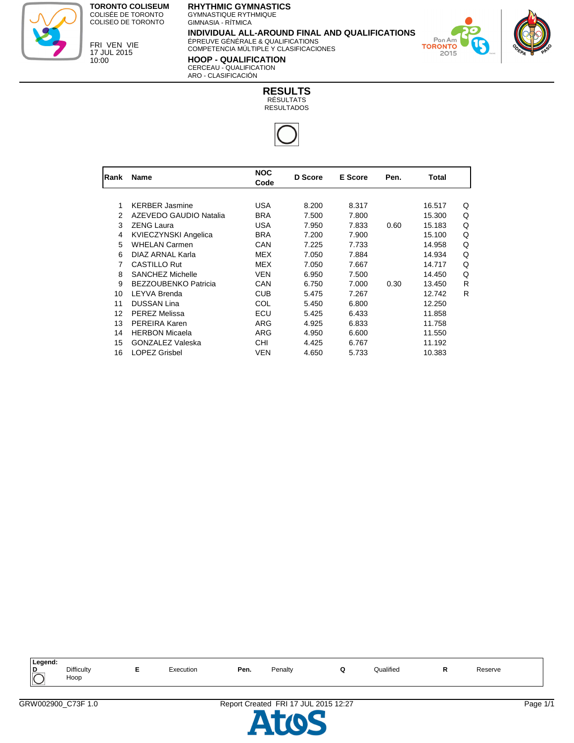**TORONTO COLISEUM**
COLISÉE DE TORONTO
COLISEO DE TORONTO

FRI VEN VIE
17 JUL 2015
10:00

# RHYTHMIC GYMNASTICS
GYMNASTIQUE RYTHMIQUE
GIMNASIA - RÍTMICA

## INDIVIDUAL ALL-AROUND FINAL AND QUALIFICATIONS
ÉPREUVE GÉNÉRALE & QUALIFICATIONS
COMPETENCIA MÚLTIPLE Y CLASIFICACIONES

## HOOP - QUALIFICATION
CERCEAU - QUALIFICATION
ARO - CLASIFICACIÓN

## RESULTS
RÉSULTATS
RESULTADOS

| Rank | Name | NOC Code | D Score | E Score | Pen. | Total | |
|---|---|---|---|---|---|---|---|
| 1 | KERBER Jasmine | USA | 8.200 | 8.317 | | 16.517 | Q |
| 2 | AZEVEDO GAUDIO Natalia | BRA | 7.500 | 7.800 | | 15.300 | Q |
| 3 | ZENG Laura | USA | 7.950 | 7.833 | 0.60 | 15.183 | Q |
| 4 | KVIECZYNSKI Angelica | BRA | 7.200 | 7.900 | | 15.100 | Q |
| 5 | WHELAN Carmen | CAN | 7.225 | 7.733 | | 14.958 | Q |
| 6 | DIAZ ARNAL Karla | MEX | 7.050 | 7.884 | | 14.934 | Q |
| 7 | CASTILLO Rut | MEX | 7.050 | 7.667 | | 14.717 | Q |
| 8 | SANCHEZ Michelle | VEN | 6.950 | 7.500 | | 14.450 | Q |
| 9 | BEZZOUBENKO Patricia | CAN | 6.750 | 7.000 | 0.30 | 13.450 | R |
| 10 | LEYVA Brenda | CUB | 5.475 | 7.267 | | 12.742 | R |
| 11 | DUSSAN Lina | COL | 5.450 | 6.800 | | 12.250 | |
| 12 | PEREZ Melissa | ECU | 5.425 | 6.433 | | 11.858 | |
| 13 | PEREIRA Karen | ARG | 4.925 | 6.833 | | 11.758 | |
| 14 | HERBON Micaela | ARG | 4.950 | 6.600 | | 11.550 | |
| 15 | GONZALEZ Valeska | CHI | 4.425 | 6.767 | | 11.192 | |
| 16 | LOPEZ Grisbel | VEN | 4.650 | 5.733 | | 10.383 | |

**Legend:**

| | | | | | | | | | |
|---|---|---|---|---|---|---|---|---|---|
| **D** | Difficulty | **E** | Execution | **Pen.** | Penalty | **Q** | Qualified | **R** | Reserve |
| ◯ | Hoop | | | | | | | | |

GRW002900_C73F 1.0 — Report Created FRI 17 JUL 2015 12:27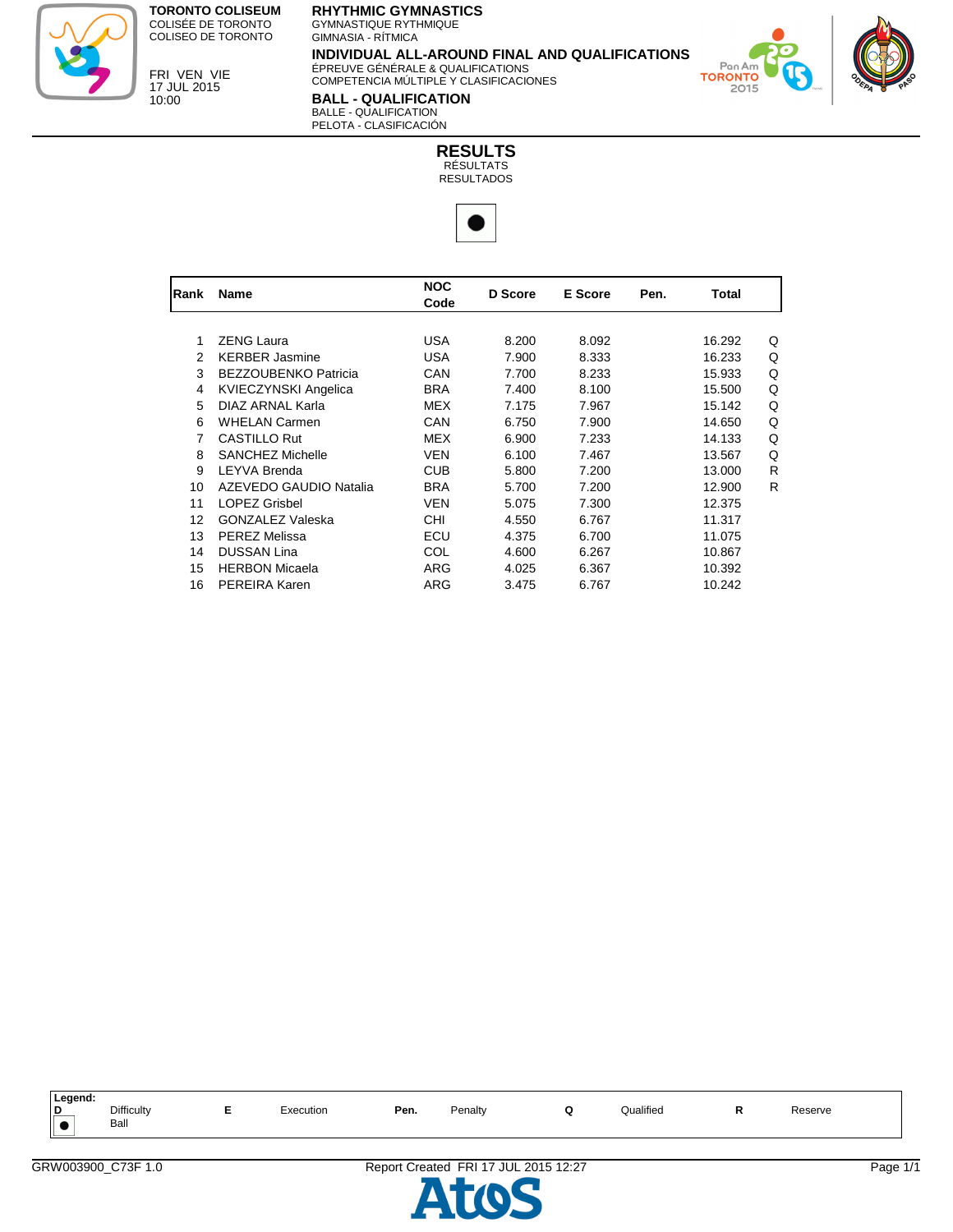**TORONTO COLISEUM**
COLISÉE DE TORONTO
COLISEO DE TORONTO

FRI VEN VIE
17 JUL 2015
10:00

# RHYTHMIC GYMNASTICS
GYMNASTIQUE RYTHMIQUE
GIMNASIA - RÍTMICA

## INDIVIDUAL ALL-AROUND FINAL AND QUALIFICATIONS
ÉPREUVE GÉNÉRALE & QUALIFICATIONS
COMPETENCIA MÚLTIPLE Y CLASIFICACIONES

## BALL - QUALIFICATION
BALLE - QUALIFICATION
PELOTA - CLASIFICACIÓN

## RESULTS
RÉSULTATS
RESULTADOS

●

| Rank | Name | NOC Code | D Score | E Score | Pen. | Total | |
|---|---|---|---|---|---|---|---|
| 1 | ZENG Laura | USA | 8.200 | 8.092 | | 16.292 | Q |
| 2 | KERBER Jasmine | USA | 7.900 | 8.333 | | 16.233 | Q |
| 3 | BEZZOUBENKO Patricia | CAN | 7.700 | 8.233 | | 15.933 | Q |
| 4 | KVIECZYNSKI Angelica | BRA | 7.400 | 8.100 | | 15.500 | Q |
| 5 | DIAZ ARNAL Karla | MEX | 7.175 | 7.967 | | 15.142 | Q |
| 6 | WHELAN Carmen | CAN | 6.750 | 7.900 | | 14.650 | Q |
| 7 | CASTILLO Rut | MEX | 6.900 | 7.233 | | 14.133 | Q |
| 8 | SANCHEZ Michelle | VEN | 6.100 | 7.467 | | 13.567 | Q |
| 9 | LEYVA Brenda | CUB | 5.800 | 7.200 | | 13.000 | R |
| 10 | AZEVEDO GAUDIO Natalia | BRA | 5.700 | 7.200 | | 12.900 | R |
| 11 | LOPEZ Grisbel | VEN | 5.075 | 7.300 | | 12.375 | |
| 12 | GONZALEZ Valeska | CHI | 4.550 | 6.767 | | 11.317 | |
| 13 | PEREZ Melissa | ECU | 4.375 | 6.700 | | 11.075 | |
| 14 | DUSSAN Lina | COL | 4.600 | 6.267 | | 10.867 | |
| 15 | HERBON Micaela | ARG | 4.025 | 6.367 | | 10.392 | |
| 16 | PEREIRA Karen | ARG | 3.475 | 6.767 | | 10.242 | |

**Legend:**

| | | | | | |
|---|---|---|---|---|---|
| **D** Difficulty | ● Ball | **E** Execution | **Pen.** Penalty | **Q** Qualified | **R** Reserve |

GRW003900_C73F 1.0 — Report Created FRI 17 JUL 2015 12:27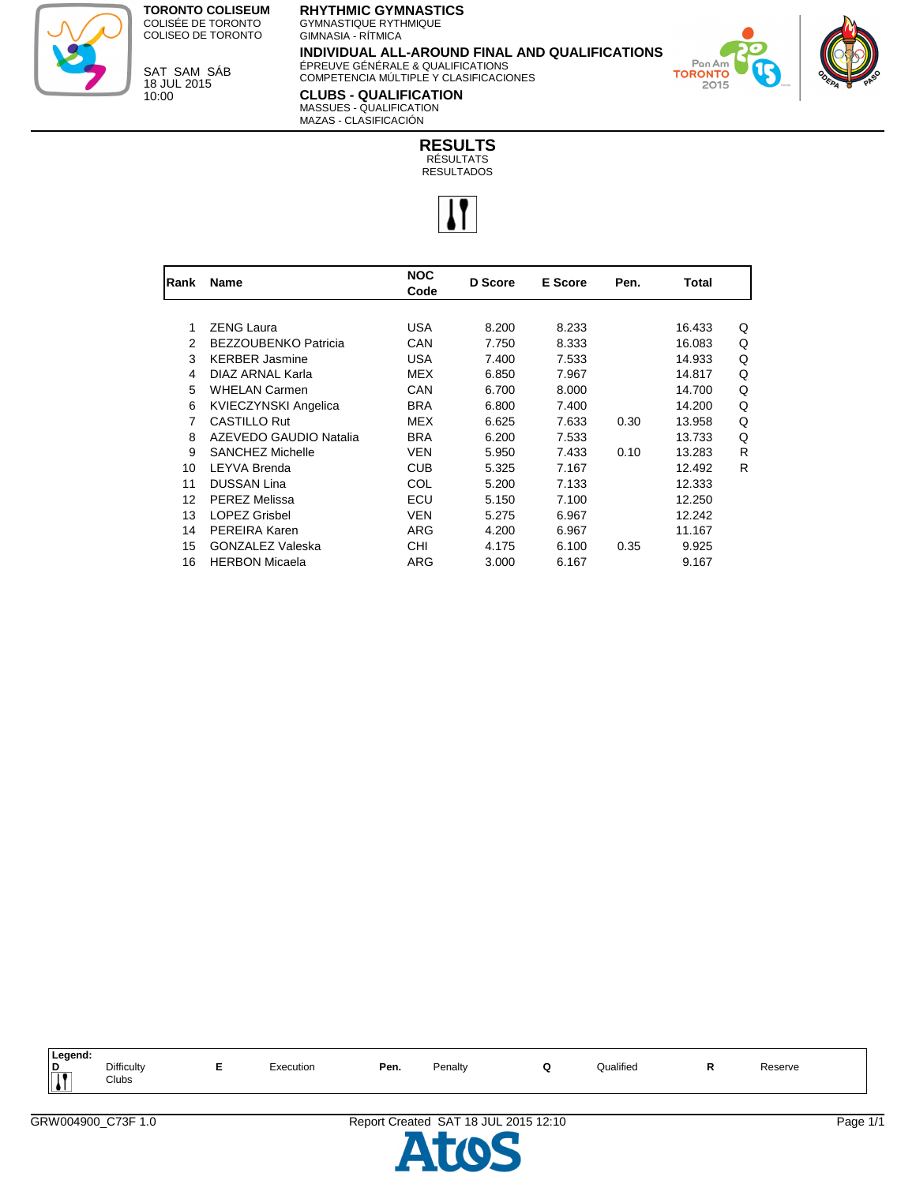**TORONTO COLISEUM**
COLISÉE DE TORONTO
COLISEO DE TORONTO

SAT SAM SÁB
18 JUL 2015
10:00

**RHYTHMIC GYMNASTICS**
GYMNASTIQUE RYTHMIQUE
GIMNASIA - RÍTMICA

**INDIVIDUAL ALL-AROUND FINAL AND QUALIFICATIONS**
ÉPREUVE GÉNÉRALE & QUALIFICATIONS
COMPETENCIA MÚLTIPLE Y CLASIFICACIONES

**CLUBS - QUALIFICATION**
MASSUES - QUALIFICATION
MAZAS - CLASIFICACIÓN

# RESULTS
RÉSULTATS
RESULTADOS

| Rank | Name | NOC Code | D Score | E Score | Pen. | Total | |
|---|---|---|---|---|---|---|---|
| 1 | ZENG Laura | USA | 8.200 | 8.233 | | 16.433 | Q |
| 2 | BEZZOUBENKO Patricia | CAN | 7.750 | 8.333 | | 16.083 | Q |
| 3 | KERBER Jasmine | USA | 7.400 | 7.533 | | 14.933 | Q |
| 4 | DIAZ ARNAL Karla | MEX | 6.850 | 7.967 | | 14.817 | Q |
| 5 | WHELAN Carmen | CAN | 6.700 | 8.000 | | 14.700 | Q |
| 6 | KVIECZYNSKI Angelica | BRA | 6.800 | 7.400 | | 14.200 | Q |
| 7 | CASTILLO Rut | MEX | 6.625 | 7.633 | 0.30 | 13.958 | Q |
| 8 | AZEVEDO GAUDIO Natalia | BRA | 6.200 | 7.533 | | 13.733 | Q |
| 9 | SANCHEZ Michelle | VEN | 5.950 | 7.433 | 0.10 | 13.283 | R |
| 10 | LEYVA Brenda | CUB | 5.325 | 7.167 | | 12.492 | R |
| 11 | DUSSAN Lina | COL | 5.200 | 7.133 | | 12.333 | |
| 12 | PEREZ Melissa | ECU | 5.150 | 7.100 | | 12.250 | |
| 13 | LOPEZ Grisbel | VEN | 5.275 | 6.967 | | 12.242 | |
| 14 | PEREIRA Karen | ARG | 4.200 | 6.967 | | 11.167 | |
| 15 | GONZALEZ Valeska | CHI | 4.175 | 6.100 | 0.35 | 9.925 | |
| 16 | HERBON Micaela | ARG | 3.000 | 6.167 | | 9.167 | |

**Legend:**

| | | | | | | | | | |
|---|---|---|---|---|---|---|---|---|---|
| **D** | Difficulty | **E** | Execution | **Pen.** | Penalty | **Q** | Qualified | **R** | Reserve |
| | Clubs | | | | | | | | |

GRW004900_C73F 1.0 Report Created SAT 18 JUL 2015 12:10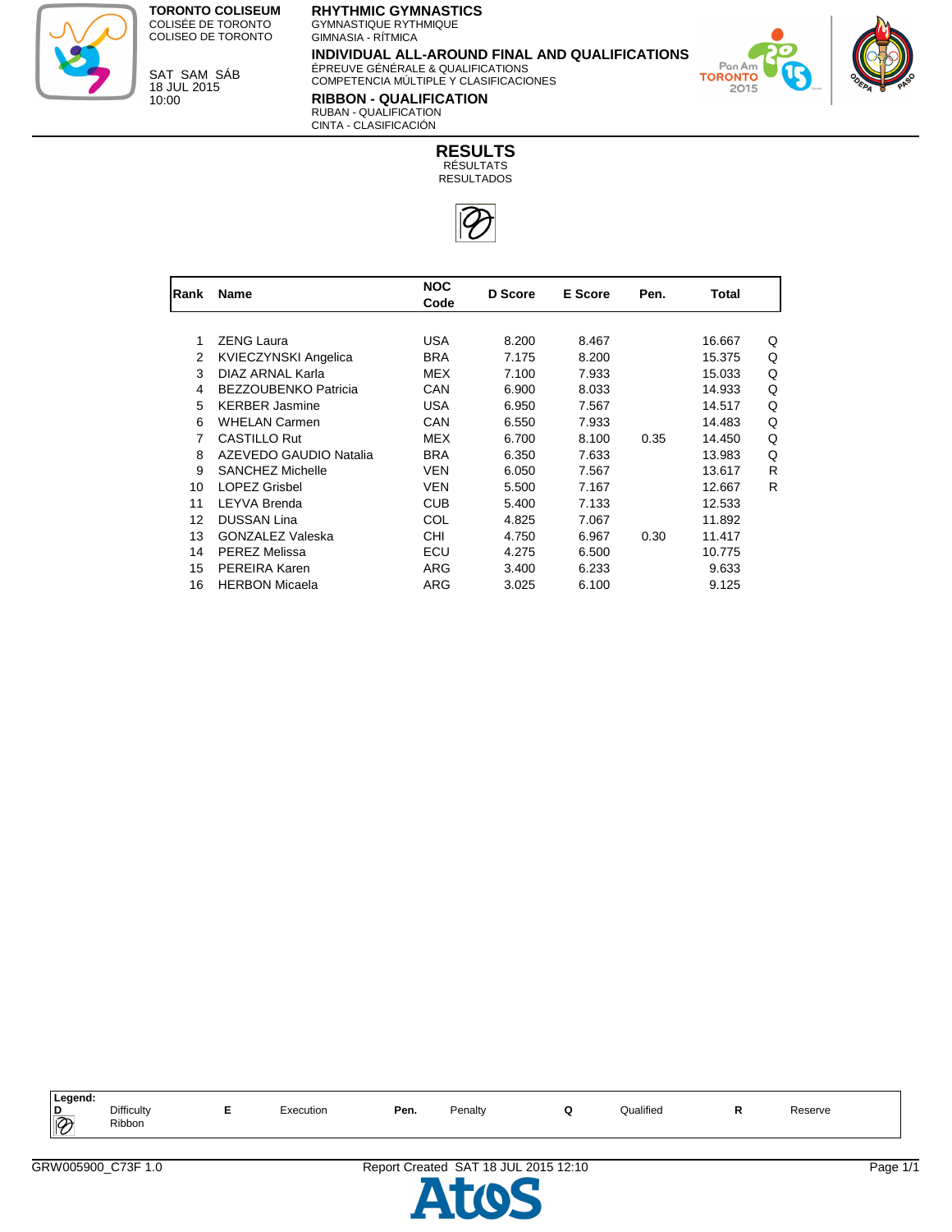TORONTO COLISEUM
COLISÉE DE TORONTO
COLISEO DE TORONTO

SAT SAM SÁB
18 JUL 2015
10:00

# RHYTHMIC GYMNASTICS
GYMNASTIQUE RYTHMIQUE
GIMNASIA - RÍTMICA

## INDIVIDUAL ALL-AROUND FINAL AND QUALIFICATIONS
ÉPREUVE GÉNÉRALE & QUALIFICATIONS
COMPETENCIA MÚLTIPLE Y CLASIFICACIONES

## RIBBON - QUALIFICATION
RUBAN - QUALIFICATION
CINTA - CLASIFICACIÓN

## RESULTS
RÉSULTATS
RESULTADOS

| Rank | Name | NOC Code | D Score | E Score | Pen. | Total | |
|---|---|---|---|---|---|---|---|
| 1 | ZENG Laura | USA | 8.200 | 8.467 | | 16.667 | Q |
| 2 | KVIECZYNSKI Angelica | BRA | 7.175 | 8.200 | | 15.375 | Q |
| 3 | DIAZ ARNAL Karla | MEX | 7.100 | 7.933 | | 15.033 | Q |
| 4 | BEZZOUBENKO Patricia | CAN | 6.900 | 8.033 | | 14.933 | Q |
| 5 | KERBER Jasmine | USA | 6.950 | 7.567 | | 14.517 | Q |
| 6 | WHELAN Carmen | CAN | 6.550 | 7.933 | | 14.483 | Q |
| 7 | CASTILLO Rut | MEX | 6.700 | 8.100 | 0.35 | 14.450 | Q |
| 8 | AZEVEDO GAUDIO Natalia | BRA | 6.350 | 7.633 | | 13.983 | Q |
| 9 | SANCHEZ Michelle | VEN | 6.050 | 7.567 | | 13.617 | R |
| 10 | LOPEZ Grisbel | VEN | 5.500 | 7.167 | | 12.667 | R |
| 11 | LEYVA Brenda | CUB | 5.400 | 7.133 | | 12.533 | |
| 12 | DUSSAN Lina | COL | 4.825 | 7.067 | | 11.892 | |
| 13 | GONZALEZ Valeska | CHI | 4.750 | 6.967 | 0.30 | 11.417 | |
| 14 | PEREZ Melissa | ECU | 4.275 | 6.500 | | 10.775 | |
| 15 | PEREIRA Karen | ARG | 3.400 | 6.233 | | 9.633 | |
| 16 | HERBON Micaela | ARG | 3.025 | 6.100 | | 9.125 | |

**Legend:**
D — Difficulty
Ribbon
E — Execution
Pen. — Penalty
Q — Qualified
R — Reserve

GRW005900_C73F 1.0 — Report Created SAT 18 JUL 2015 12:10